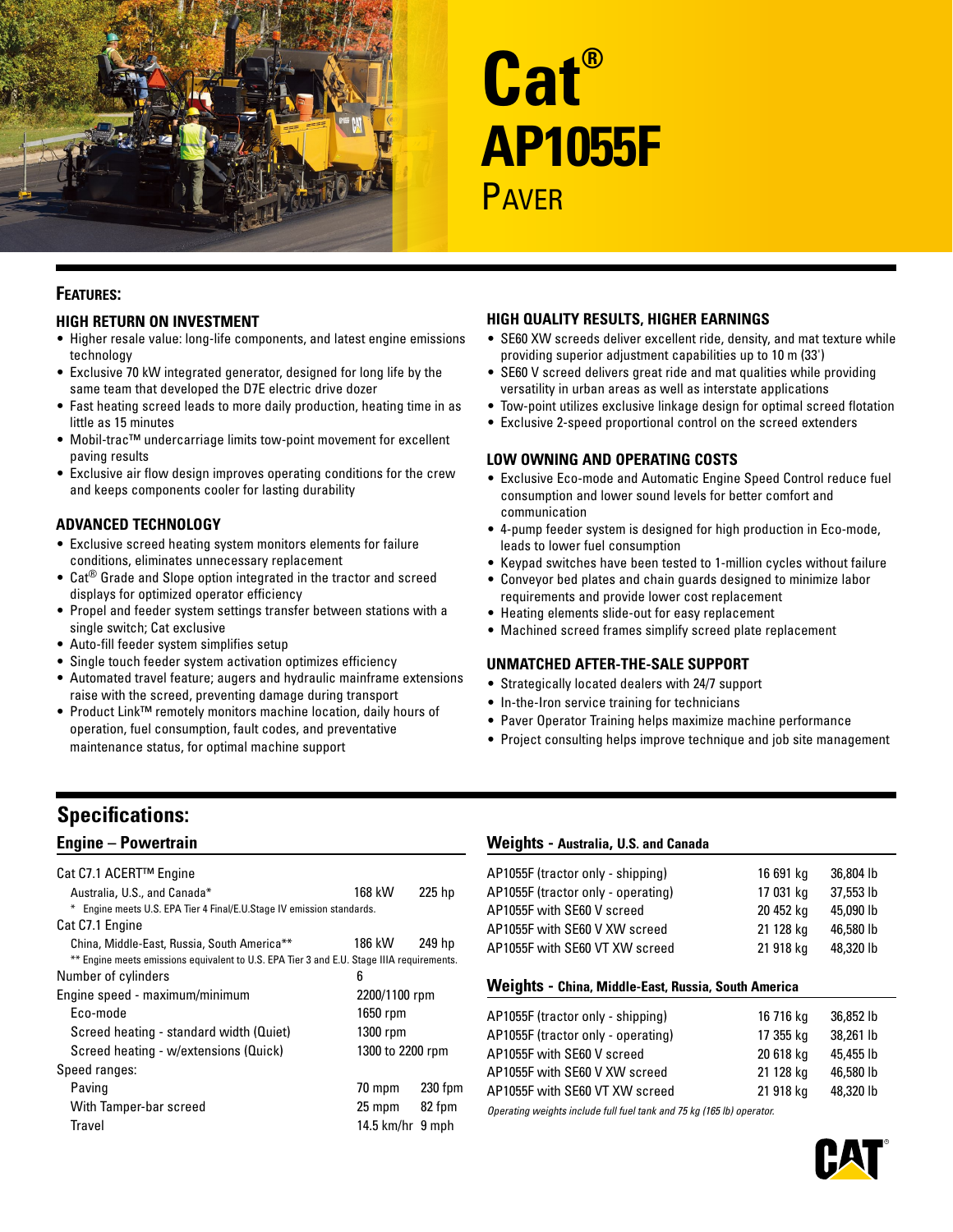# Cat®

# AP1055F

## Paver

## Features:

### HIGH RETURN ON INVESTMENT

- Higher resale value: long-life components, and latest engine emissions technology
- Exclusive 70 kW integrated generator, designed for long life by the same team that developed the D7E electric drive dozer
- Fast heating screed leads to more daily production, heating time in as little as 15 minutes
- Mobil-trac™ undercarriage limits tow-point movement for excellent paving results
- Exclusive air flow design improves operating conditions for the crew and keeps components cooler for lasting durability

### ADVANCED TECHNOLOGY

- Exclusive screed heating system monitors elements for failure conditions, eliminates unnecessary replacement
- Cat® Grade and Slope option integrated in the tractor and screed displays for optimized operator efficiency
- Propel and feeder system settings transfer between stations with a single switch; Cat exclusive
- Auto-fill feeder system simplifies setup
- Single touch feeder system activation optimizes efficiency
- Automated travel feature; augers and hydraulic mainframe extensions raise with the screed, preventing damage during transport
- Product Link™ remotely monitors machine location, daily hours of operation, fuel consumption, fault codes, and preventative maintenance status, for optimal machine support

### HIGH QUALITY RESULTS, HIGHER EARNINGS

- SE60 XW screeds deliver excellent ride, density, and mat texture while providing superior adjustment capabilities up to 10 m (33')
- SE60 V screed delivers great ride and mat qualities while providing versatility in urban areas as well as interstate applications
- Tow-point utilizes exclusive linkage design for optimal screed flotation
- Exclusive 2-speed proportional control on the screed extenders

### LOW OWNING AND OPERATING COSTS

- Exclusive Eco-mode and Automatic Engine Speed Control reduce fuel consumption and lower sound levels for better comfort and communication
- 4-pump feeder system is designed for high production in Eco-mode, leads to lower fuel consumption
- Keypad switches have been tested to 1-million cycles without failure
- Conveyor bed plates and chain guards designed to minimize labor requirements and provide lower cost replacement
- Heating elements slide-out for easy replacement
- Machined screed frames simplify screed plate replacement

### UNMATCHED AFTER-THE-SALE SUPPORT

- Strategically located dealers with 24/7 support
- In-the-Iron service training for technicians
- Paver Operator Training helps maximize machine performance
- Project consulting helps improve technique and job site management

## Specifications:

### Engine – Powertrain

| | | |
|---|---|---|
| Cat C7.1 ACERT™ Engine | | |
| Australia, U.S., and Canada* | 168 kW | 225 hp |
| * Engine meets U.S. EPA Tier 4 Final/E.U.Stage IV emission standards. | | |
| Cat C7.1 Engine | | |
| China, Middle-East, Russia, South America** | 186 kW | 249 hp |
| ** Engine meets emissions equivalent to U.S. EPA Tier 3 and E.U. Stage IIIA requirements. | | |
| Number of cylinders | 6 | |
| Engine speed - maximum/minimum | 2200/1100 rpm | |
| Eco-mode | 1650 rpm | |
| Screed heating - standard width (Quiet) | 1300 rpm | |
| Screed heating - w/extensions (Quick) | 1300 to 2200 rpm | |
| Speed ranges: | | |
| Paving | 70 mpm | 230 fpm |
| With Tamper-bar screed | 25 mpm | 82 fpm |
| Travel | 14.5 km/hr | 9 mph |

### Weights - Australia, U.S. and Canada

| | | |
|---|---|---|
| AP1055F (tractor only - shipping) | 16 691 kg | 36,804 lb |
| AP1055F (tractor only - operating) | 17 031 kg | 37,553 lb |
| AP1055F with SE60 V screed | 20 452 kg | 45,090 lb |
| AP1055F with SE60 V XW screed | 21 128 kg | 46,580 lb |
| AP1055F with SE60 VT XW screed | 21 918 kg | 48,320 lb |

### Weights - China, Middle-East, Russia, South America

| | | |
|---|---|---|
| AP1055F (tractor only - shipping) | 16 716 kg | 36,852 lb |
| AP1055F (tractor only - operating) | 17 355 kg | 38,261 lb |
| AP1055F with SE60 V screed | 20 618 kg | 45,455 lb |
| AP1055F with SE60 V XW screed | 21 128 kg | 46,580 lb |
| AP1055F with SE60 VT XW screed | 21 918 kg | 48,320 lb |

*Operating weights include full fuel tank and 75 kg (165 lb) operator.*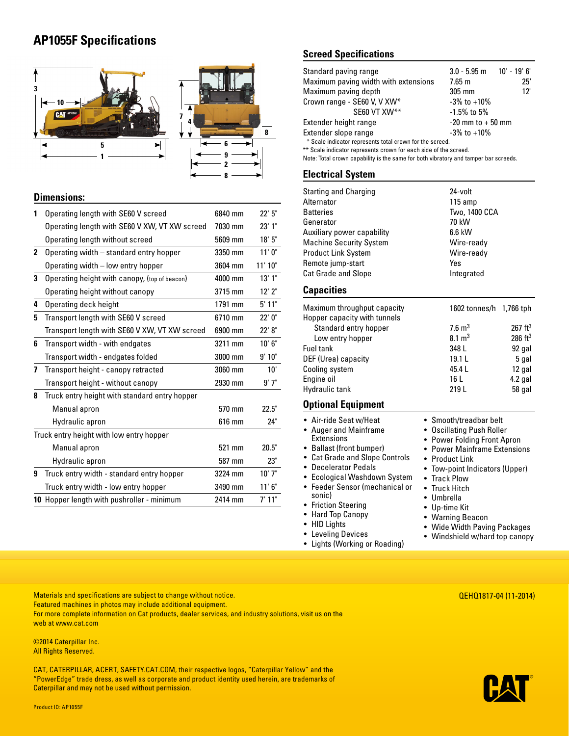# AP1055F Specifications

3
10
7
4
8
5
1
6
9
2
8

## Dimensions:

| | | | |
|---|---|---|---|
| 1 | Operating length with SE60 V screed | 6840 mm | 22' 5" |
| | Operating length with SE60 V XW, VT XW screed | 7030 mm | 23' 1" |
| | Operating length without screed | 5609 mm | 18' 5" |
| 2 | Operating width – standard entry hopper | 3350 mm | 11' 0" |
| | Operating width – low entry hopper | 3604 mm | 11' 10" |
| 3 | Operating height with canopy, (top of beacon) | 4000 mm | 13' 1" |
| | Operating height without canopy | 3715 mm | 12' 2" |
| 4 | Operating deck height | 1791 mm | 5' 11" |
| 5 | Transport length with SE60 V screed | 6710 mm | 22' 0" |
| | Transport length with SE60 V XW, VT XW screed | 6900 mm | 22' 8" |
| 6 | Transport width - with endgates | 3211 mm | 10' 6" |
| | Transport width - endgates folded | 3000 mm | 9' 10" |
| 7 | Transport height - canopy retracted | 3060 mm | 10' |
| | Transport height - without canopy | 2930 mm | 9' 7" |
| 8 | Truck entry height with standard entry hopper | | |
| | Manual apron | 570 mm | 22.5" |
| | Hydraulic apron | 616 mm | 24" |
| | Truck entry height with low entry hopper | | |
| | Manual apron | 521 mm | 20.5" |
| | Hydraulic apron | 587 mm | 23" |
| 9 | Truck entry width - standard entry hopper | 3224 mm | 10' 7" |
| | Truck entry width - low entry hopper | 3490 mm | 11' 6" |
| 10 | Hopper length with pushroller - minimum | 2414 mm | 7' 11" |

## Screed Specifications

| | | |
|---|---|---|
| Standard paving range | 3.0 - 5.95 m | 10' - 19' 6" |
| Maximum paving width with extensions | 7.65 m | 25' |
| Maximum paving depth | 305 mm | 12" |
| Crown range - SE60 V, V XW* | -3% to +10% | |
| SE60 VT XW** | -1.5% to 5% | |
| Extender height range | -20 mm to + 50 mm | |
| Extender slope range | -3% to +10% | |

\* Scale indicator represents total crown for the screed.
\*\* Scale indicator represents crown for each side of the screed.
Note: Total crown capability is the same for both vibratory and tamper bar screeds.

## Electrical System

| | |
|---|---|
| Starting and Charging | 24-volt |
| Alternator | 115 amp |
| Batteries | Two, 1400 CCA |
| Generator | 70 kW |
| Auxiliary power capability | 6.6 kW |
| Machine Security System | Wire-ready |
| Product Link System | Wire-ready |
| Remote jump-start | Yes |
| Cat Grade and Slope | Integrated |

## Capacities

| | | |
|---|---|---|
| Maximum throughput capacity | 1602 tonnes/h | 1,766 tph |
| Hopper capacity with tunnels | | |
| Standard entry hopper | 7.6 $m^3$ | 267 $ft^3$ |
| Low entry hopper | 8.1 $m^3$ | 286 $ft^3$ |
| Fuel tank | 348 L | 92 gal |
| DEF (Urea) capacity | 19.1 L | 5 gal |
| Cooling system | 45.4 L | 12 gal |
| Engine oil | 16 L | 4.2 gal |
| Hydraulic tank | 219 L | 58 gal |

## Optional Equipment

- Air-ride Seat w/Heat
- Auger and Mainframe Extensions
- Ballast (front bumper)
- Cat Grade and Slope Controls
- Decelerator Pedals
- Ecological Washdown System
- Feeder Sensor (mechanical or sonic)
- Friction Steering
- Hard Top Canopy
- HID Lights
- Leveling Devices
- Lights (Working or Roading)
- Smooth/treadbar belt
- Oscillating Push Roller
- Power Folding Front Apron
- Power Mainframe Extensions
- Product Link
- Tow-point Indicators (Upper)
- Track Plow
- Truck Hitch
- Umbrella
- Up-time Kit
- Warning Beacon
- Wide Width Paving Packages
- Windshield w/hard top canopy

Materials and specifications are subject to change without notice.
Featured machines in photos may include additional equipment.
For more complete information on Cat products, dealer services, and industry solutions, visit us on the web at www.cat.com

©2014 Caterpillar Inc.
All Rights Reserved.

CAT, CATERPILLAR, ACERT, SAFETY.CAT.COM, their respective logos, "Caterpillar Yellow" and the "PowerEdge" trade dress, as well as corporate and product identity used herein, are trademarks of Caterpillar and may not be used without permission.

QEHQ1817-04 (11-2014)

Product ID: AP1055F